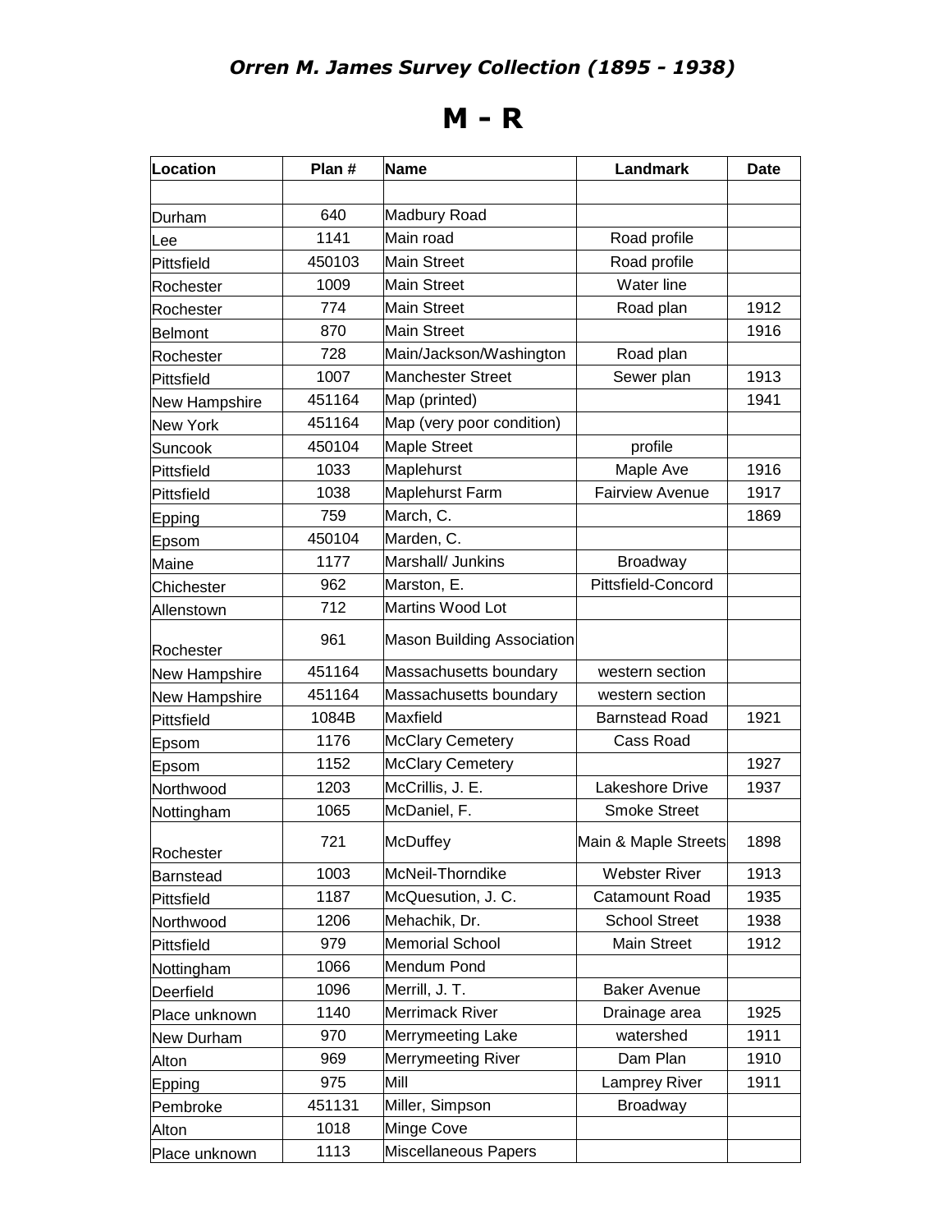# *Orren M. James Survey Collection (1895 - 1938)*

# M - R

| Location | Plan # | Name | Landmark | Date |
|---|---|---|---|---|
| | | | | |
| Durham | 640 | Madbury Road | | |
| Lee | 1141 | Main road | Road profile | |
| Pittsfield | 450103 | Main Street | Road profile | |
| Rochester | 1009 | Main Street | Water line | |
| Rochester | 774 | Main Street | Road plan | 1912 |
| Belmont | 870 | Main Street | | 1916 |
| Rochester | 728 | Main/Jackson/Washington | Road plan | |
| Pittsfield | 1007 | Manchester Street | Sewer plan | 1913 |
| New Hampshire | 451164 | Map (printed) | | 1941 |
| New York | 451164 | Map (very poor condition) | | |
| Suncook | 450104 | Maple Street | profile | |
| Pittsfield | 1033 | Maplehurst | Maple Ave | 1916 |
| Pittsfield | 1038 | Maplehurst Farm | Fairview Avenue | 1917 |
| Epping | 759 | March, C. | | 1869 |
| Epsom | 450104 | Marden, C. | | |
| Maine | 1177 | Marshall/ Junkins | Broadway | |
| Chichester | 962 | Marston, E. | Pittsfield-Concord | |
| Allenstown | 712 | Martins Wood Lot | | |
| Rochester | 961 | Mason Building Association | | |
| New Hampshire | 451164 | Massachusetts boundary | western section | |
| New Hampshire | 451164 | Massachusetts boundary | western section | |
| Pittsfield | 1084B | Maxfield | Barnstead Road | 1921 |
| Epsom | 1176 | McClary Cemetery | Cass Road | |
| Epsom | 1152 | McClary Cemetery | | 1927 |
| Northwood | 1203 | McCrillis, J. E. | Lakeshore Drive | 1937 |
| Nottingham | 1065 | McDaniel, F. | Smoke Street | |
| Rochester | 721 | McDuffey | Main & Maple Streets | 1898 |
| Barnstead | 1003 | McNeil-Thorndike | Webster River | 1913 |
| Pittsfield | 1187 | McQuesution, J. C. | Catamount Road | 1935 |
| Northwood | 1206 | Mehachik, Dr. | School Street | 1938 |
| Pittsfield | 979 | Memorial School | Main Street | 1912 |
| Nottingham | 1066 | Mendum Pond | | |
| Deerfield | 1096 | Merrill, J. T. | Baker Avenue | |
| Place unknown | 1140 | Merrimack River | Drainage area | 1925 |
| New Durham | 970 | Merrymeeting Lake | watershed | 1911 |
| Alton | 969 | Merrymeeting River | Dam Plan | 1910 |
| Epping | 975 | Mill | Lamprey River | 1911 |
| Pembroke | 451131 | Miller, Simpson | Broadway | |
| Alton | 1018 | Minge Cove | | |
| Place unknown | 1113 | Miscellaneous Papers | | |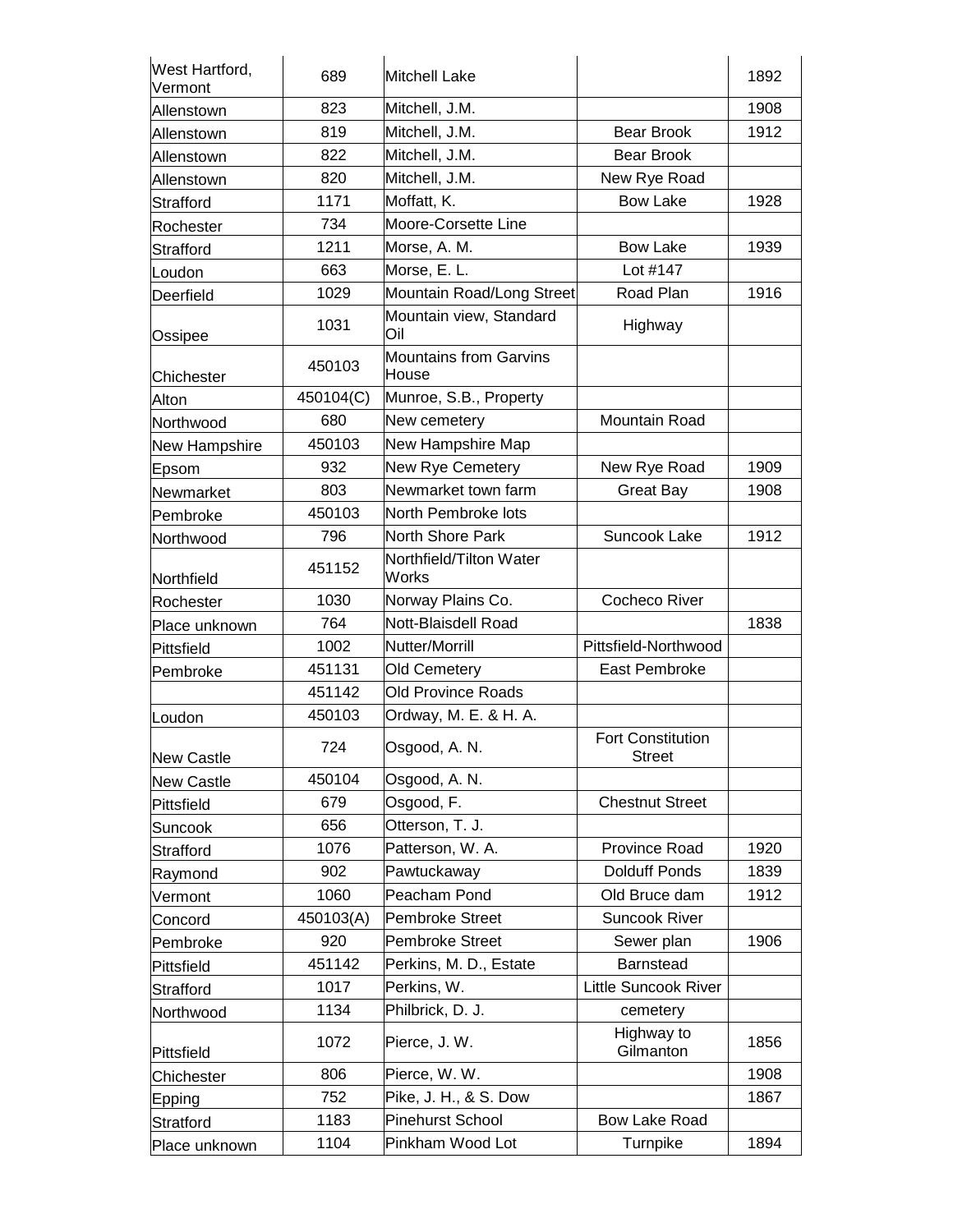| | | | | |
|---|---|---|---|---|
| West Hartford, Vermont | 689 | Mitchell Lake | | 1892 |
| Allenstown | 823 | Mitchell, J.M. | | 1908 |
| Allenstown | 819 | Mitchell, J.M. | Bear Brook | 1912 |
| Allenstown | 822 | Mitchell, J.M. | Bear Brook | |
| Allenstown | 820 | Mitchell, J.M. | New Rye Road | |
| Strafford | 1171 | Moffatt, K. | Bow Lake | 1928 |
| Rochester | 734 | Moore-Corsette Line | | |
| Strafford | 1211 | Morse, A. M. | Bow Lake | 1939 |
| Loudon | 663 | Morse, E. L. | Lot #147 | |
| Deerfield | 1029 | Mountain Road/Long Street | Road Plan | 1916 |
| Ossipee | 1031 | Mountain view, Standard Oil | Highway | |
| Chichester | 450103 | Mountains from Garvins House | | |
| Alton | 450104(C) | Munroe, S.B., Property | | |
| Northwood | 680 | New cemetery | Mountain Road | |
| New Hampshire | 450103 | New Hampshire Map | | |
| Epsom | 932 | New Rye Cemetery | New Rye Road | 1909 |
| Newmarket | 803 | Newmarket town farm | Great Bay | 1908 |
| Pembroke | 450103 | North Pembroke lots | | |
| Northwood | 796 | North Shore Park | Suncook Lake | 1912 |
| Northfield | 451152 | Northfield/Tilton Water Works | | |
| Rochester | 1030 | Norway Plains Co. | Cocheco River | |
| Place unknown | 764 | Nott-Blaisdell Road | | 1838 |
| Pittsfield | 1002 | Nutter/Morrill | Pittsfield-Northwood | |
| Pembroke | 451131 | Old Cemetery | East Pembroke | |
| | 451142 | Old Province Roads | | |
| Loudon | 450103 | Ordway, M. E. & H. A. | | |
| New Castle | 724 | Osgood, A. N. | Fort Constitution Street | |
| New Castle | 450104 | Osgood, A. N. | | |
| Pittsfield | 679 | Osgood, F. | Chestnut Street | |
| Suncook | 656 | Otterson, T. J. | | |
| Strafford | 1076 | Patterson, W. A. | Province Road | 1920 |
| Raymond | 902 | Pawtuckaway | Dolduff Ponds | 1839 |
| Vermont | 1060 | Peacham Pond | Old Bruce dam | 1912 |
| Concord | 450103(A) | Pembroke Street | Suncook River | |
| Pembroke | 920 | Pembroke Street | Sewer plan | 1906 |
| Pittsfield | 451142 | Perkins, M. D., Estate | Barnstead | |
| Strafford | 1017 | Perkins, W. | Little Suncook River | |
| Northwood | 1134 | Philbrick, D. J. | cemetery | |
| Pittsfield | 1072 | Pierce, J. W. | Highway to Gilmanton | 1856 |
| Chichester | 806 | Pierce, W. W. | | 1908 |
| Epping | 752 | Pike, J. H., & S. Dow | | 1867 |
| Stratford | 1183 | Pinehurst School | Bow Lake Road | |
| Place unknown | 1104 | Pinkham Wood Lot | Turnpike | 1894 |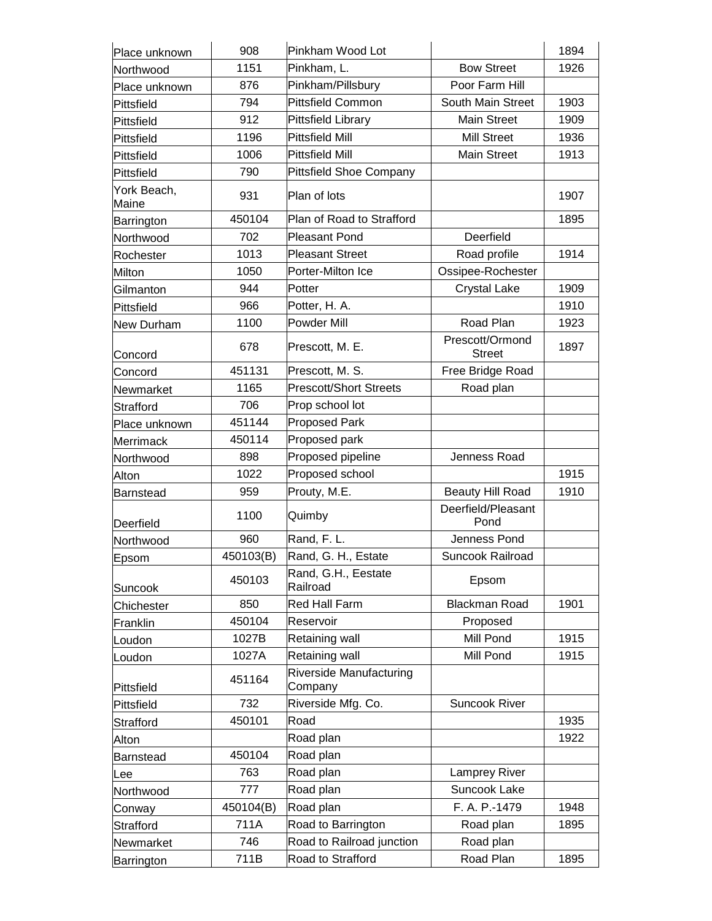| Place unknown | 908 | Pinkham Wood Lot | | 1894 |
|---|---|---|---|---|
| Northwood | 1151 | Pinkham, L. | Bow Street | 1926 |
| Place unknown | 876 | Pinkham/Pillsbury | Poor Farm Hill | |
| Pittsfield | 794 | Pittsfield Common | South Main Street | 1903 |
| Pittsfield | 912 | Pittsfield Library | Main Street | 1909 |
| Pittsfield | 1196 | Pittsfield Mill | Mill Street | 1936 |
| Pittsfield | 1006 | Pittsfield Mill | Main Street | 1913 |
| Pittsfield | 790 | Pittsfield Shoe Company | | |
| York Beach, Maine | 931 | Plan of lots | | 1907 |
| Barrington | 450104 | Plan of Road to Strafford | | 1895 |
| Northwood | 702 | Pleasant Pond | Deerfield | |
| Rochester | 1013 | Pleasant Street | Road profile | 1914 |
| Milton | 1050 | Porter-Milton Ice | Ossipee-Rochester | |
| Gilmanton | 944 | Potter | Crystal Lake | 1909 |
| Pittsfield | 966 | Potter, H. A. | | 1910 |
| New Durham | 1100 | Powder Mill | Road Plan | 1923 |
| Concord | 678 | Prescott, M. E. | Prescott/Ormond Street | 1897 |
| Concord | 451131 | Prescott, M. S. | Free Bridge Road | |
| Newmarket | 1165 | Prescott/Short Streets | Road plan | |
| Strafford | 706 | Prop school lot | | |
| Place unknown | 451144 | Proposed Park | | |
| Merrimack | 450114 | Proposed park | | |
| Northwood | 898 | Proposed pipeline | Jenness Road | |
| Alton | 1022 | Proposed school | | 1915 |
| Barnstead | 959 | Prouty, M.E. | Beauty Hill Road | 1910 |
| Deerfield | 1100 | Quimby | Deerfield/Pleasant Pond | |
| Northwood | 960 | Rand, F. L. | Jenness Pond | |
| Epsom | 450103(B) | Rand, G. H., Estate | Suncook Railroad | |
| Suncook | 450103 | Rand, G.H., Eestate Railroad | Epsom | |
| Chichester | 850 | Red Hall Farm | Blackman Road | 1901 |
| Franklin | 450104 | Reservoir | Proposed | |
| Loudon | 1027B | Retaining wall | Mill Pond | 1915 |
| Loudon | 1027A | Retaining wall | Mill Pond | 1915 |
| Pittsfield | 451164 | Riverside Manufacturing Company | | |
| Pittsfield | 732 | Riverside Mfg. Co. | Suncook River | |
| Strafford | 450101 | Road | | 1935 |
| Alton | | Road plan | | 1922 |
| Barnstead | 450104 | Road plan | | |
| Lee | 763 | Road plan | Lamprey River | |
| Northwood | 777 | Road plan | Suncook Lake | |
| Conway | 450104(B) | Road plan | F. A. P.-1479 | 1948 |
| Strafford | 711A | Road to Barrington | Road plan | 1895 |
| Newmarket | 746 | Road to Railroad junction | Road plan | |
| Barrington | 711B | Road to Strafford | Road Plan | 1895 |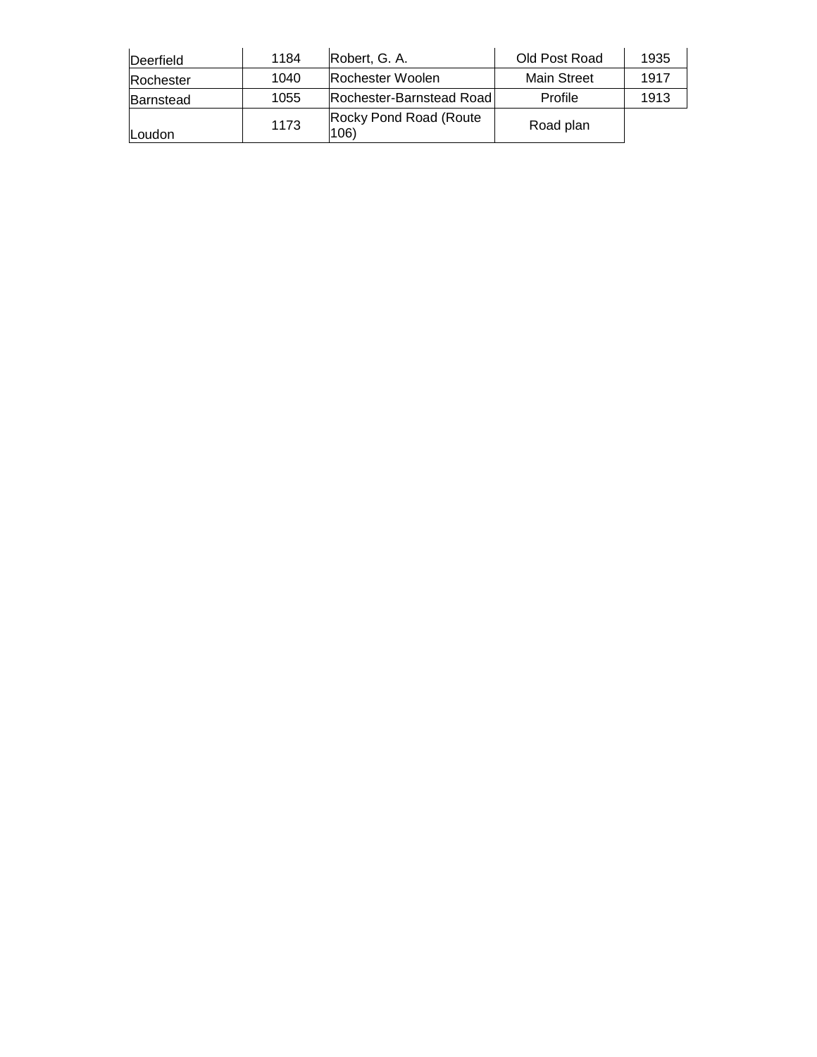| | | | | |
|---|---|---|---|---|
| Deerfield | 1184 | Robert, G. A. | Old Post Road | 1935 |
| Rochester | 1040 | Rochester Woolen | Main Street | 1917 |
| Barnstead | 1055 | Rochester-Barnstead Road | Profile | 1913 |
| Loudon | 1173 | Rocky Pond Road (Route 106) | Road plan | |